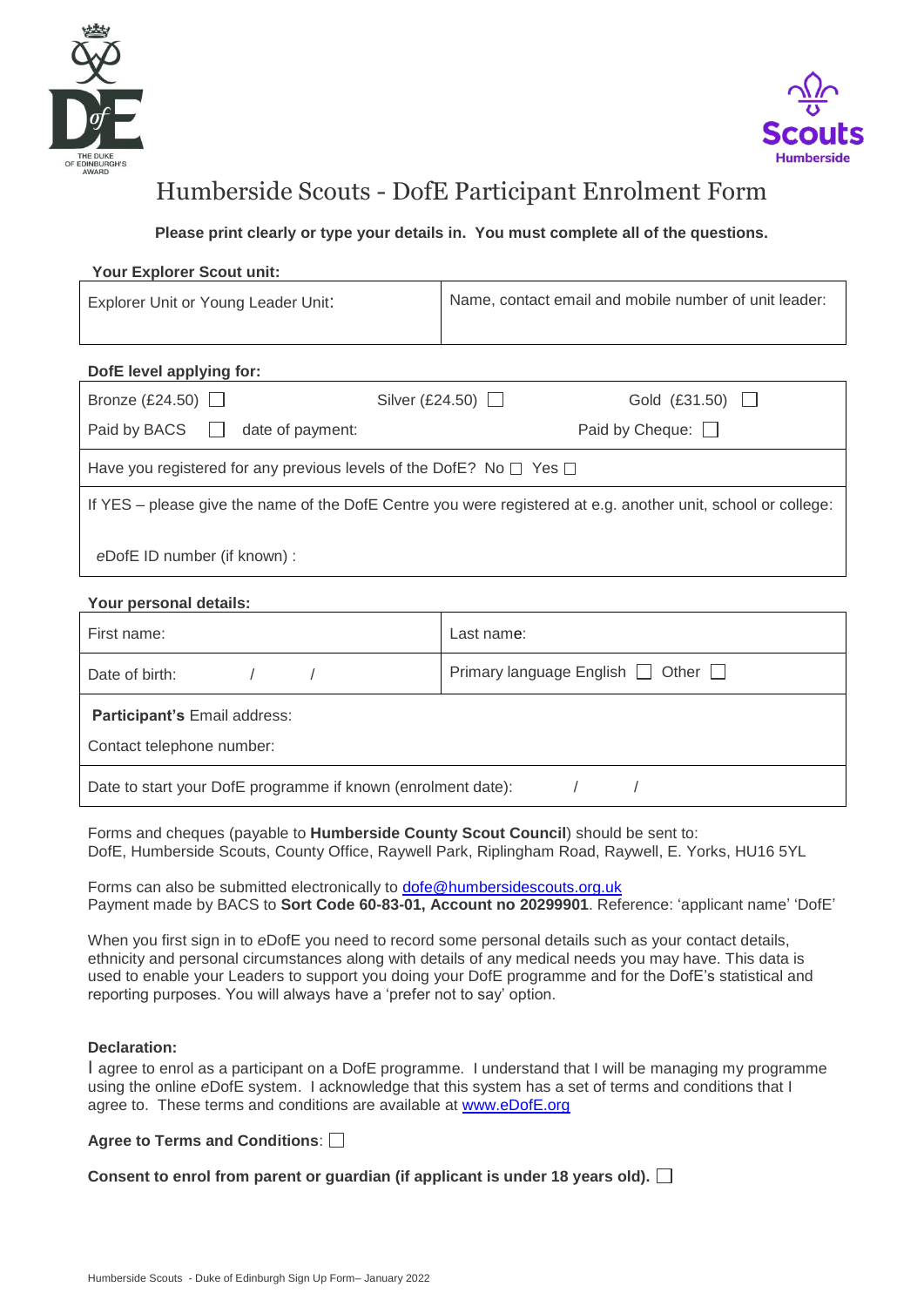# Humberside Scouts - DofE Participant Enrolment Form

**Please print clearly or type your details in. You must complete all of the questions.**

**Your Explorer Scout unit:**

| Explorer Unit or Young Leader Unit: | Name, contact email and mobile number of unit leader: |
|---|---|

**DofE level applying for:**

| | | |
|---|---|---|
| Bronze (£24.50) ☐ | Silver (£24.50) ☐ | Gold (£31.50) ☐ |
| Paid by BACS ☐ date of payment: | | Paid by Cheque: ☐ |
| Have you registered for any previous levels of the DofE? No ☐ Yes ☐ | | |
| If YES – please give the name of the DofE Centre you were registered at e.g. another unit, school or college:<br><br>*e*DofE ID number (if known) : | | |

**Your personal details:**

| | |
|---|---|
| First name: | Last name: |
| Date of birth: / / | Primary language English ☐ Other ☐ |
| **Participant's** Email address:<br>Contact telephone number: | |
| Date to start your DofE programme if known (enrolment date): / / | |

Forms and cheques (payable to **Humberside County Scout Council**) should be sent to:
DofE, Humberside Scouts, County Office, Raywell Park, Riplingham Road, Raywell, E. Yorks, HU16 5YL

Forms can also be submitted electronically to dofe@humbersidescouts.org.uk
Payment made by BACS to **Sort Code 60-83-01, Account no 20299901**. Reference: 'applicant name' 'DofE'

When you first sign in to *e*DofE you need to record some personal details such as your contact details, ethnicity and personal circumstances along with details of any medical needs you may have. This data is used to enable your Leaders to support you doing your DofE programme and for the DofE's statistical and reporting purposes. You will always have a 'prefer not to say' option.

**Declaration:**
I agree to enrol as a participant on a DofE programme. I understand that I will be managing my programme using the online *e*DofE system. I acknowledge that this system has a set of terms and conditions that I agree to. These terms and conditions are available at www.eDofE.org

**Agree to Terms and Conditions**: ☐

**Consent to enrol from parent or guardian (if applicant is under 18 years old).** ☐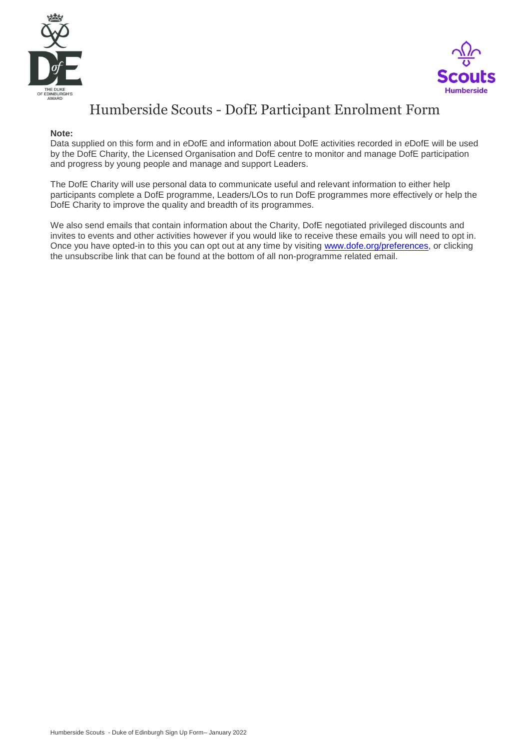# Humberside Scouts - DofE Participant Enrolment Form

**Note:**

Data supplied on this form and in *e*DofE and information about DofE activities recorded in *e*DofE will be used by the DofE Charity, the Licensed Organisation and DofE centre to monitor and manage DofE participation and progress by young people and manage and support Leaders.

The DofE Charity will use personal data to communicate useful and relevant information to either help participants complete a DofE programme, Leaders/LOs to run DofE programmes more effectively or help the DofE Charity to improve the quality and breadth of its programmes.

We also send emails that contain information about the Charity, DofE negotiated privileged discounts and invites to events and other activities however if you would like to receive these emails you will need to opt in. Once you have opted-in to this you can opt out at any time by visiting [www.dofe.org/preferences](http://www.dofe.org/preferences), or clicking the unsubscribe link that can be found at the bottom of all non-programme related email.